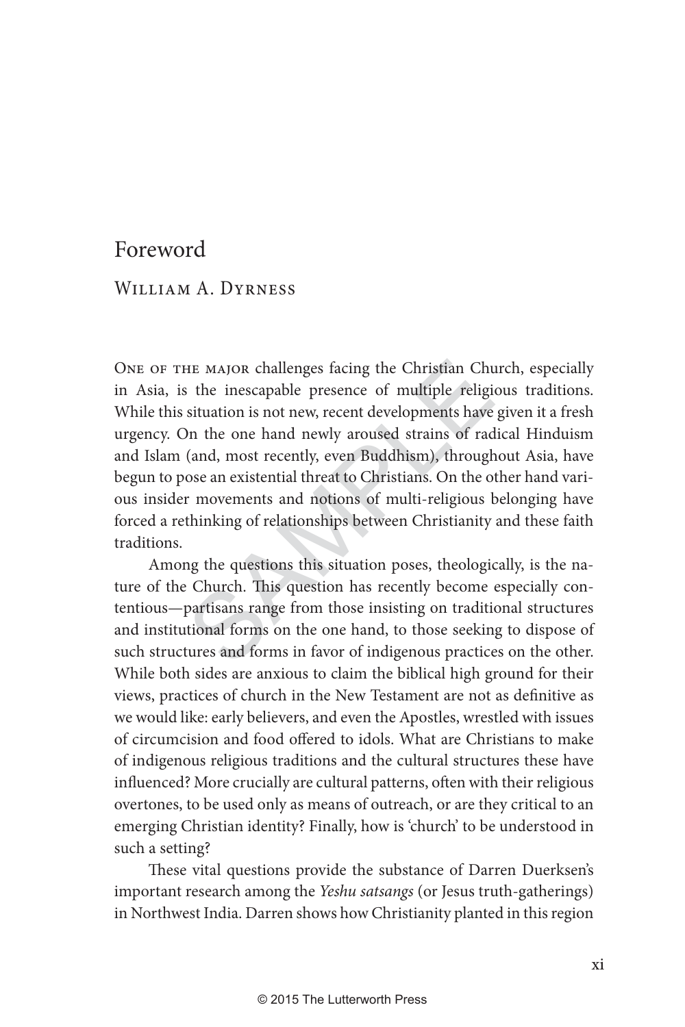# Foreword

## William A. Dyrness

One of the major challenges facing the Christian Church, especially in Asia, is the inescapable presence of multiple religious traditions. While this situation is not new, recent developments have given it a fresh urgency. On the one hand newly aroused strains of radical Hinduism and Islam (and, most recently, even Buddhism), throughout Asia, have begun to pose an existential threat to Christians. On the other hand various insider movements and notions of multi-religious belonging have forced a rethinking of relationships between Christianity and these faith traditions.

Among the questions this situation poses, theologically, is the nature of the Church. This question has recently become especially contentious—partisans range from those insisting on traditional structures and institutional forms on the one hand, to those seeking to dispose of such structures and forms in favor of indigenous practices on the other. While both sides are anxious to claim the biblical high ground for their views, practices of church in the New Testament are not as definitive as we would like: early believers, and even the Apostles, wrestled with issues of circumcision and food offered to idols. What are Christians to make of indigenous religious traditions and the cultural structures these have influenced? More crucially are cultural patterns, often with their religious overtones, to be used only as means of outreach, or are they critical to an emerging Christian identity? Finally, how is 'church' to be understood in such a setting?

These vital questions provide the substance of Darren Duerksen's important research among the *Yeshu satsangs* (or Jesus truth-gatherings) in Northwest India. Darren shows how Christianity planted in this region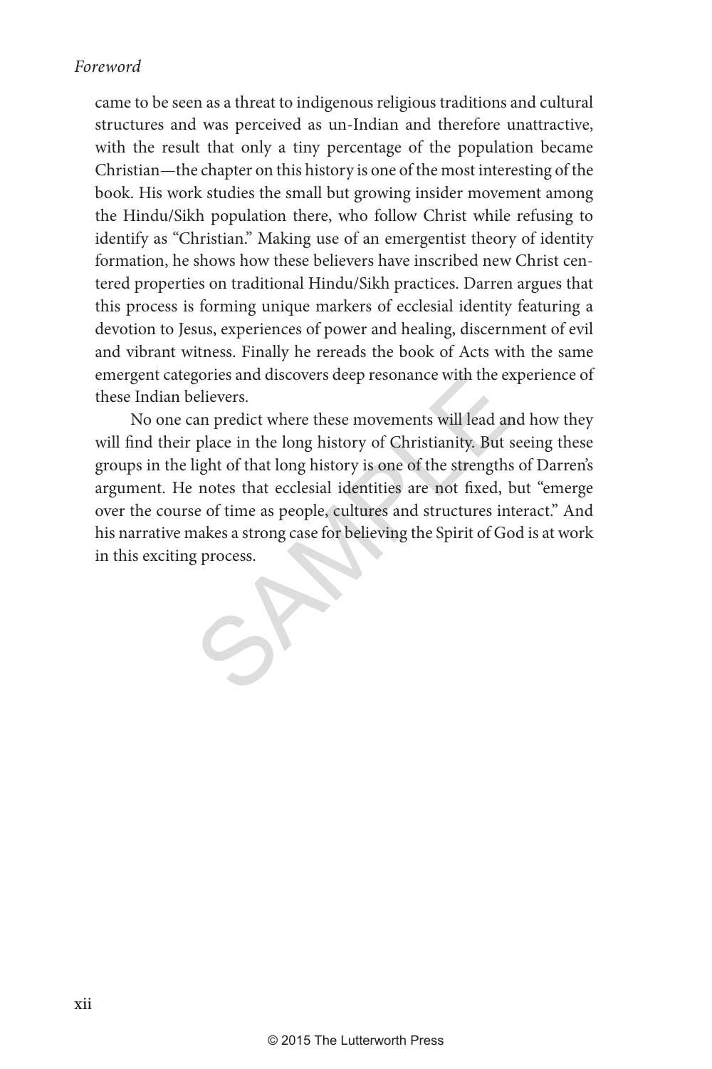came to be seen as a threat to indigenous religious traditions and cultural structures and was perceived as un-Indian and therefore unattractive, with the result that only a tiny percentage of the population became Christian—the chapter on this history is one of the most interesting of the book. His work studies the small but growing insider movement among the Hindu/Sikh population there, who follow Christ while refusing to identify as "Christian." Making use of an emergentist theory of identity formation, he shows how these believers have inscribed new Christ centered properties on traditional Hindu/Sikh practices. Darren argues that this process is forming unique markers of ecclesial identity featuring a devotion to Jesus, experiences of power and healing, discernment of evil and vibrant witness. Finally he rereads the book of Acts with the same emergent categories and discovers deep resonance with the experience of these Indian believers.

No one can predict where these movements will lead and how they will find their place in the long history of Christianity. But seeing these groups in the light of that long history is one of the strengths of Darren's argument. He notes that ecclesial identities are not fixed, but "emerge over the course of time as people, cultures and structures interact." And his narrative makes a strong case for believing the Spirit of God is at work in this exciting process.